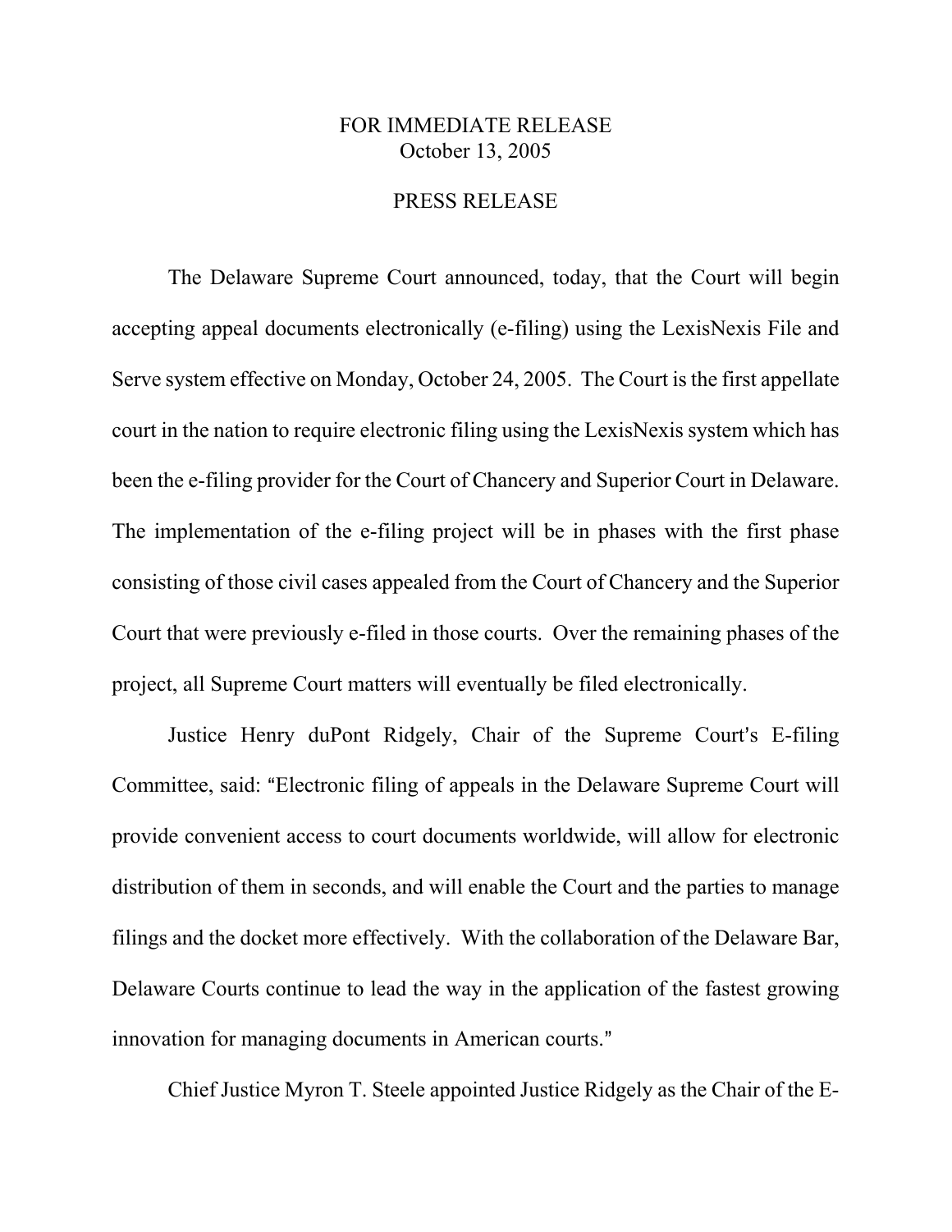FOR IMMEDIATE RELEASE
October 13, 2005

PRESS RELEASE

The Delaware Supreme Court announced, today, that the Court will begin accepting appeal documents electronically (e-filing) using the LexisNexis File and Serve system effective on Monday, October 24, 2005. The Court is the first appellate court in the nation to require electronic filing using the LexisNexis system which has been the e-filing provider for the Court of Chancery and Superior Court in Delaware. The implementation of the e-filing project will be in phases with the first phase consisting of those civil cases appealed from the Court of Chancery and the Superior Court that were previously e-filed in those courts. Over the remaining phases of the project, all Supreme Court matters will eventually be filed electronically.

Justice Henry duPont Ridgely, Chair of the Supreme Court's E-filing Committee, said: "Electronic filing of appeals in the Delaware Supreme Court will provide convenient access to court documents worldwide, will allow for electronic distribution of them in seconds, and will enable the Court and the parties to manage filings and the docket more effectively. With the collaboration of the Delaware Bar, Delaware Courts continue to lead the way in the application of the fastest growing innovation for managing documents in American courts."

Chief Justice Myron T. Steele appointed Justice Ridgely as the Chair of the E-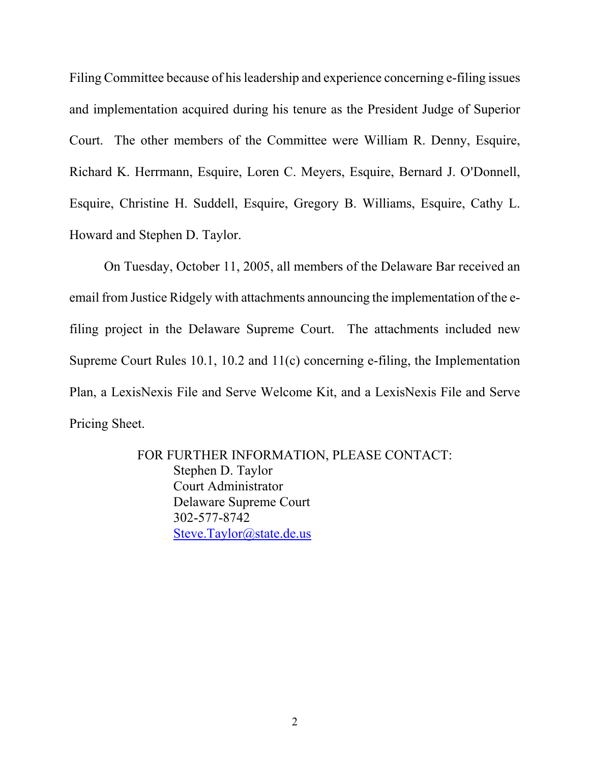Filing Committee because of his leadership and experience concerning e-filing issues and implementation acquired during his tenure as the President Judge of Superior Court. The other members of the Committee were William R. Denny, Esquire, Richard K. Herrmann, Esquire, Loren C. Meyers, Esquire, Bernard J. O'Donnell, Esquire, Christine H. Suddell, Esquire, Gregory B. Williams, Esquire, Cathy L. Howard and Stephen D. Taylor.

On Tuesday, October 11, 2005, all members of the Delaware Bar received an email from Justice Ridgely with attachments announcing the implementation of the e-filing project in the Delaware Supreme Court. The attachments included new Supreme Court Rules 10.1, 10.2 and 11(c) concerning e-filing, the Implementation Plan, a LexisNexis File and Serve Welcome Kit, and a LexisNexis File and Serve Pricing Sheet.

FOR FURTHER INFORMATION, PLEASE CONTACT:
Stephen D. Taylor
Court Administrator
Delaware Supreme Court
302-577-8742
Steve.Taylor@state.de.us